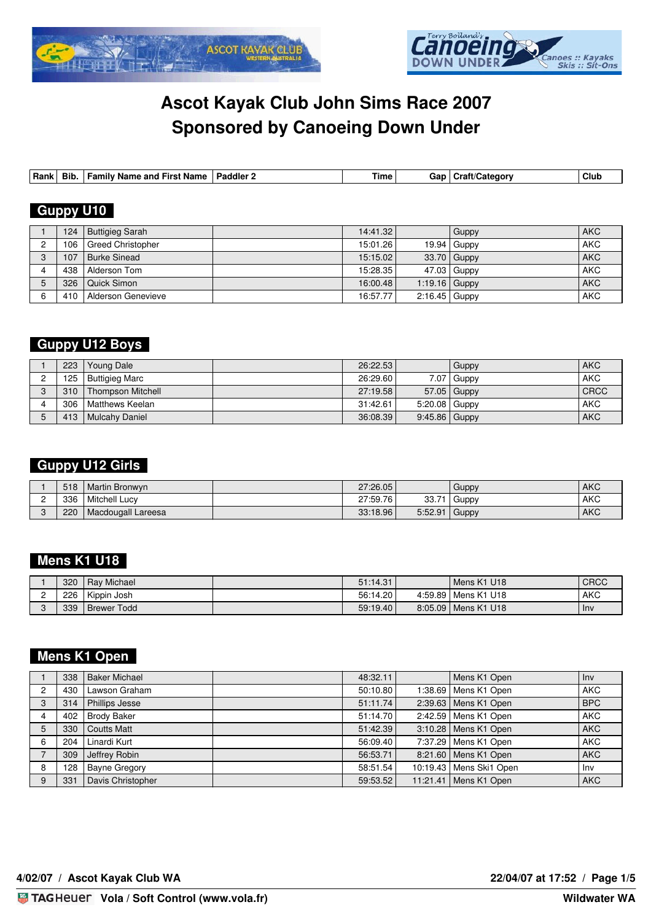# Ascot Kayak Club John Sims Race 2007
# Sponsored by Canoeing Down Under

| Rank | Bib. | Family Name and First Name | Paddler 2 | Time | Gap | Craft/Category | Club |
|---|---|---|---|---|---|---|---|

## Guppy U10

| Rank | Bib. | Family Name and First Name | Paddler 2 | Time | Gap | Craft/Category | Club |
|---|---|---|---|---|---|---|---|
| 1 | 124 | Buttigieg Sarah | | 14:41.32 | | Guppy | AKC |
| 2 | 106 | Greed Christopher | | 15:01.26 | 19.94 | Guppy | AKC |
| 3 | 107 | Burke Sinead | | 15:15.02 | 33.70 | Guppy | AKC |
| 4 | 438 | Alderson Tom | | 15:28.35 | 47.03 | Guppy | AKC |
| 5 | 326 | Quick Simon | | 16:00.48 | 1:19.16 | Guppy | AKC |
| 6 | 410 | Alderson Genevieve | | 16:57.77 | 2:16.45 | Guppy | AKC |

## Guppy U12 Boys

| Rank | Bib. | Family Name and First Name | Paddler 2 | Time | Gap | Craft/Category | Club |
|---|---|---|---|---|---|---|---|
| 1 | 223 | Young Dale | | 26:22.53 | | Guppy | AKC |
| 2 | 125 | Buttigieg Marc | | 26:29.60 | 7.07 | Guppy | AKC |
| 3 | 310 | Thompson Mitchell | | 27:19.58 | 57.05 | Guppy | CRCC |
| 4 | 306 | Matthews Keelan | | 31:42.61 | 5:20.08 | Guppy | AKC |
| 5 | 413 | Mulcahy Daniel | | 36:08.39 | 9:45.86 | Guppy | AKC |

## Guppy U12 Girls

| Rank | Bib. | Family Name and First Name | Paddler 2 | Time | Gap | Craft/Category | Club |
|---|---|---|---|---|---|---|---|
| 1 | 518 | Martin Bronwyn | | 27:26.05 | | Guppy | AKC |
| 2 | 336 | Mitchell Lucy | | 27:59.76 | 33.71 | Guppy | AKC |
| 3 | 220 | Macdougall Lareesa | | 33:18.96 | 5:52.91 | Guppy | AKC |

## Mens K1 U18

| Rank | Bib. | Family Name and First Name | Paddler 2 | Time | Gap | Craft/Category | Club |
|---|---|---|---|---|---|---|---|
| 1 | 320 | Ray Michael | | 51:14.31 | | Mens K1 U18 | CRCC |
| 2 | 226 | Kippin Josh | | 56:14.20 | 4:59.89 | Mens K1 U18 | AKC |
| 3 | 339 | Brewer Todd | | 59:19.40 | 8:05.09 | Mens K1 U18 | Inv |

## Mens K1 Open

| Rank | Bib. | Family Name and First Name | Paddler 2 | Time | Gap | Craft/Category | Club |
|---|---|---|---|---|---|---|---|
| 1 | 338 | Baker Michael | | 48:32.11 | | Mens K1 Open | Inv |
| 2 | 430 | Lawson Graham | | 50:10.80 | 1:38.69 | Mens K1 Open | AKC |
| 3 | 314 | Phillips Jesse | | 51:11.74 | 2:39.63 | Mens K1 Open | BPC |
| 4 | 402 | Brody Baker | | 51:14.70 | 2:42.59 | Mens K1 Open | AKC |
| 5 | 330 | Coutts Matt | | 51:42.39 | 3:10.28 | Mens K1 Open | AKC |
| 6 | 204 | Linardi Kurt | | 56:09.40 | 7:37.29 | Mens K1 Open | AKC |
| 7 | 309 | Jeffrey Robin | | 56:53.71 | 8:21.60 | Mens K1 Open | AKC |
| 8 | 128 | Bayne Gregory | | 58:51.54 | 10:19.43 | Mens Ski1 Open | Inv |
| 9 | 331 | Davis Christopher | | 59:53.52 | 11:21.41 | Mens K1 Open | AKC |

4/02/07 / Ascot Kayak Club WA — 22/04/07 at 17:52

Vola / Soft Control (www.vola.fr) — Wildwater WA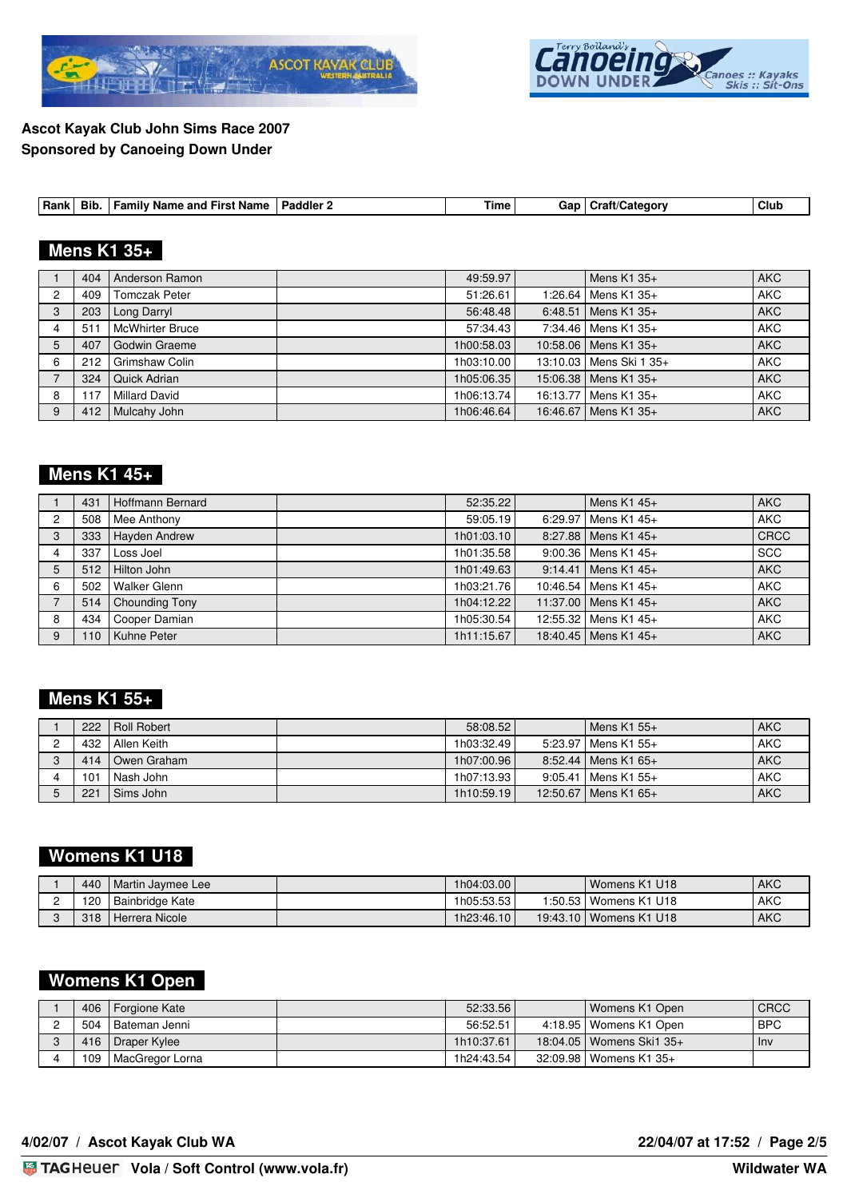**Ascot Kayak Club John Sims Race 2007**
**Sponsored by Canoeing Down Under**

## Mens K1 35+

| Rank | Bib. | Family Name and First Name | Paddler 2 | Time | Gap | Craft/Category | Club |
|---|---|---|---|---|---|---|---|
| 1 | 404 | Anderson Ramon | | 49:59.97 | | Mens K1 35+ | AKC |
| 2 | 409 | Tomczak Peter | | 51:26.61 | 1:26.64 | Mens K1 35+ | AKC |
| 3 | 203 | Long Darryl | | 56:48.48 | 6:48.51 | Mens K1 35+ | AKC |
| 4 | 511 | McWhirter Bruce | | 57:34.43 | 7:34.46 | Mens K1 35+ | AKC |
| 5 | 407 | Godwin Graeme | | 1h00:58.03 | 10:58.06 | Mens K1 35+ | AKC |
| 6 | 212 | Grimshaw Colin | | 1h03:10.00 | 13:10.03 | Mens Ski 1 35+ | AKC |
| 7 | 324 | Quick Adrian | | 1h05:06.35 | 15:06.38 | Mens K1 35+ | AKC |
| 8 | 117 | Millard David | | 1h06:13.74 | 16:13.77 | Mens K1 35+ | AKC |
| 9 | 412 | Mulcahy John | | 1h06:46.64 | 16:46.67 | Mens K1 35+ | AKC |

## Mens K1 45+

| Rank | Bib. | Family Name and First Name | Paddler 2 | Time | Gap | Craft/Category | Club |
|---|---|---|---|---|---|---|---|
| 1 | 431 | Hoffmann Bernard | | 52:35.22 | | Mens K1 45+ | AKC |
| 2 | 508 | Mee Anthony | | 59:05.19 | 6:29.97 | Mens K1 45+ | AKC |
| 3 | 333 | Hayden Andrew | | 1h01:03.10 | 8:27.88 | Mens K1 45+ | CRCC |
| 4 | 337 | Loss Joel | | 1h01:35.58 | 9:00.36 | Mens K1 45+ | SCC |
| 5 | 512 | Hilton John | | 1h01:49.63 | 9:14.41 | Mens K1 45+ | AKC |
| 6 | 502 | Walker Glenn | | 1h03:21.76 | 10:46.54 | Mens K1 45+ | AKC |
| 7 | 514 | Chounding Tony | | 1h04:12.22 | 11:37.00 | Mens K1 45+ | AKC |
| 8 | 434 | Cooper Damian | | 1h05:30.54 | 12:55.32 | Mens K1 45+ | AKC |
| 9 | 110 | Kuhne Peter | | 1h11:15.67 | 18:40.45 | Mens K1 45+ | AKC |

## Mens K1 55+

| Rank | Bib. | Family Name and First Name | Paddler 2 | Time | Gap | Craft/Category | Club |
|---|---|---|---|---|---|---|---|
| 1 | 222 | Roll Robert | | 58:08.52 | | Mens K1 55+ | AKC |
| 2 | 432 | Allen Keith | | 1h03:32.49 | 5:23.97 | Mens K1 55+ | AKC |
| 3 | 414 | Owen Graham | | 1h07:00.96 | 8:52.44 | Mens K1 65+ | AKC |
| 4 | 101 | Nash John | | 1h07:13.93 | 9:05.41 | Mens K1 55+ | AKC |
| 5 | 221 | Sims John | | 1h10:59.19 | 12:50.67 | Mens K1 65+ | AKC |

## Womens K1 U18

| Rank | Bib. | Family Name and First Name | Paddler 2 | Time | Gap | Craft/Category | Club |
|---|---|---|---|---|---|---|---|
| 1 | 440 | Martin Jaymee Lee | | 1h04:03.00 | | Womens K1 U18 | AKC |
| 2 | 120 | Bainbridge Kate | | 1h05:53.53 | 1:50.53 | Womens K1 U18 | AKC |
| 3 | 318 | Herrera Nicole | | 1h23:46.10 | 19:43.10 | Womens K1 U18 | AKC |

## Womens K1 Open

| Rank | Bib. | Family Name and First Name | Paddler 2 | Time | Gap | Craft/Category | Club |
|---|---|---|---|---|---|---|---|
| 1 | 406 | Forgione Kate | | 52:33.56 | | Womens K1 Open | CRCC |
| 2 | 504 | Bateman Jenni | | 56:52.51 | 4:18.95 | Womens K1 Open | BPC |
| 3 | 416 | Draper Kylee | | 1h10:37.61 | 18:04.05 | Womens Ski1 35+ | Inv |
| 4 | 109 | MacGregor Lorna | | 1h24:43.54 | 32:09.98 | Womens K1 35+ | |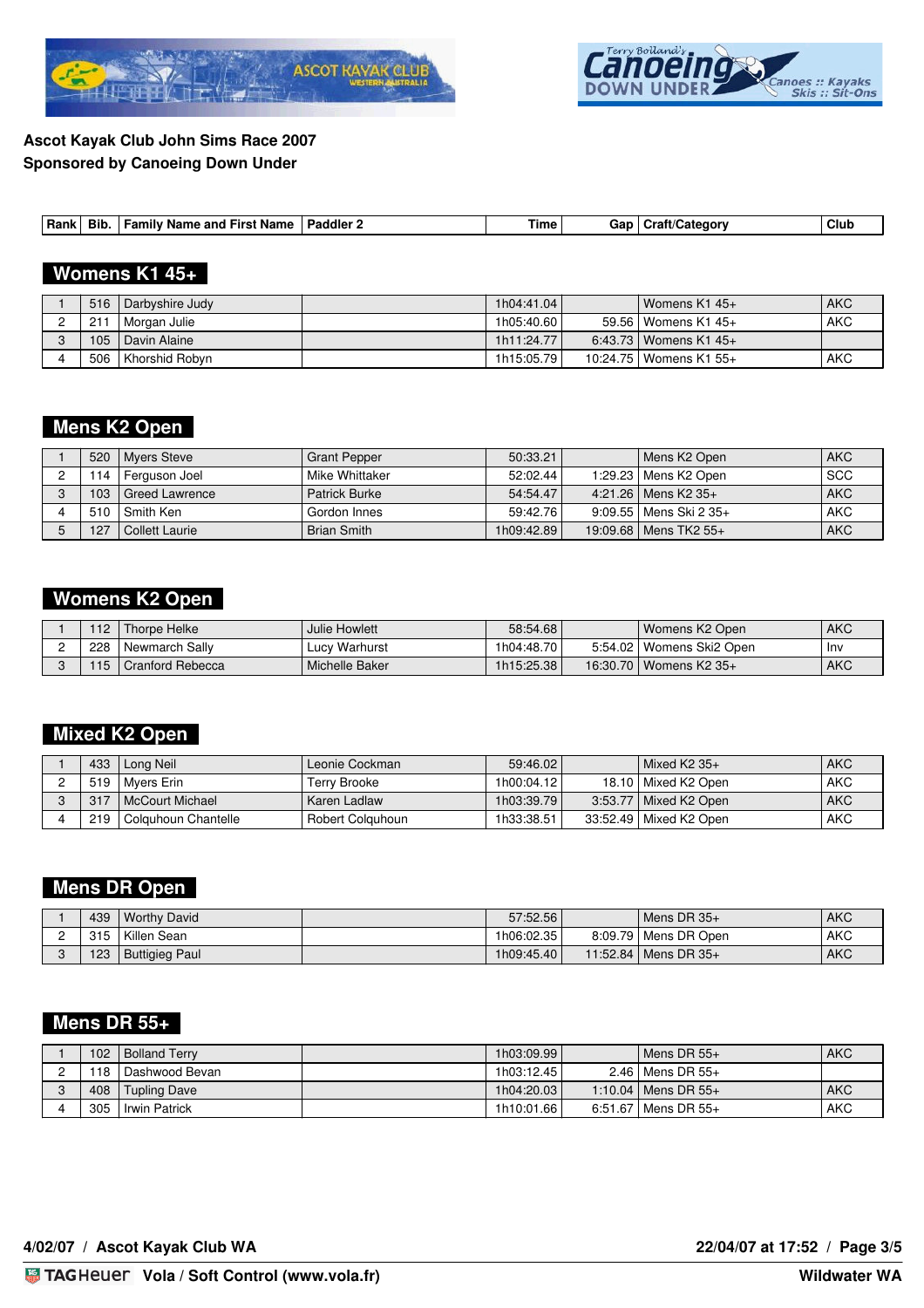**Ascot Kayak Club John Sims Race 2007**
**Sponsored by Canoeing Down Under**

## Womens K1 45+

| Rank | Bib. | Family Name and First Name | Paddler 2 | Time | Gap | Craft/Category | Club |
|---|---|---|---|---|---|---|---|
| 1 | 516 | Darbyshire Judy | | 1h04:41.04 | | Womens K1 45+ | AKC |
| 2 | 211 | Morgan Julie | | 1h05:40.60 | 59.56 | Womens K1 45+ | AKC |
| 3 | 105 | Davin Alaine | | 1h11:24.77 | 6:43.73 | Womens K1 45+ | |
| 4 | 506 | Khorshid Robyn | | 1h15:05.79 | 10:24.75 | Womens K1 55+ | AKC |

## Mens K2 Open

| Rank | Bib. | Family Name and First Name | Paddler 2 | Time | Gap | Craft/Category | Club |
|---|---|---|---|---|---|---|---|
| 1 | 520 | Myers Steve | Grant Pepper | 50:33.21 | | Mens K2 Open | AKC |
| 2 | 114 | Ferguson Joel | Mike Whittaker | 52:02.44 | 1:29.23 | Mens K2 Open | SCC |
| 3 | 103 | Greed Lawrence | Patrick Burke | 54:54.47 | 4:21.26 | Mens K2 35+ | AKC |
| 4 | 510 | Smith Ken | Gordon Innes | 59:42.76 | 9:09.55 | Mens Ski 2 35+ | AKC |
| 5 | 127 | Collett Laurie | Brian Smith | 1h09:42.89 | 19:09.68 | Mens TK2 55+ | AKC |

## Womens K2 Open

| Rank | Bib. | Family Name and First Name | Paddler 2 | Time | Gap | Craft/Category | Club |
|---|---|---|---|---|---|---|---|
| 1 | 112 | Thorpe Helke | Julie Howlett | 58:54.68 | | Womens K2 Open | AKC |
| 2 | 228 | Newmarch Sally | Lucy Warhurst | 1h04:48.70 | 5:54.02 | Womens Ski2 Open | Inv |
| 3 | 115 | Cranford Rebecca | Michelle Baker | 1h15:25.38 | 16:30.70 | Womens K2 35+ | AKC |

## Mixed K2 Open

| Rank | Bib. | Family Name and First Name | Paddler 2 | Time | Gap | Craft/Category | Club |
|---|---|---|---|---|---|---|---|
| 1 | 433 | Long Neil | Leonie Cockman | 59:46.02 | | Mixed K2 35+ | AKC |
| 2 | 519 | Myers Erin | Terry Brooke | 1h00:04.12 | 18.10 | Mixed K2 Open | AKC |
| 3 | 317 | McCourt Michael | Karen Ladlaw | 1h03:39.79 | 3:53.77 | Mixed K2 Open | AKC |
| 4 | 219 | Colquhoun Chantelle | Robert Colquhoun | 1h33:38.51 | 33:52.49 | Mixed K2 Open | AKC |

## Mens DR Open

| Rank | Bib. | Family Name and First Name | Paddler 2 | Time | Gap | Craft/Category | Club |
|---|---|---|---|---|---|---|---|
| 1 | 439 | Worthy David | | 57:52.56 | | Mens DR 35+ | AKC |
| 2 | 315 | Killen Sean | | 1h06:02.35 | 8:09.79 | Mens DR Open | AKC |
| 3 | 123 | Buttigieg Paul | | 1h09:45.40 | 11:52.84 | Mens DR 35+ | AKC |

## Mens DR 55+

| Rank | Bib. | Family Name and First Name | Paddler 2 | Time | Gap | Craft/Category | Club |
|---|---|---|---|---|---|---|---|
| 1 | 102 | Bolland Terry | | 1h03:09.99 | | Mens DR 55+ | AKC |
| 2 | 118 | Dashwood Bevan | | 1h03:12.45 | 2.46 | Mens DR 55+ | |
| 3 | 408 | Tupling Dave | | 1h04:20.03 | 1:10.04 | Mens DR 55+ | AKC |
| 4 | 305 | Irwin Patrick | | 1h10:01.66 | 6:51.67 | Mens DR 55+ | AKC |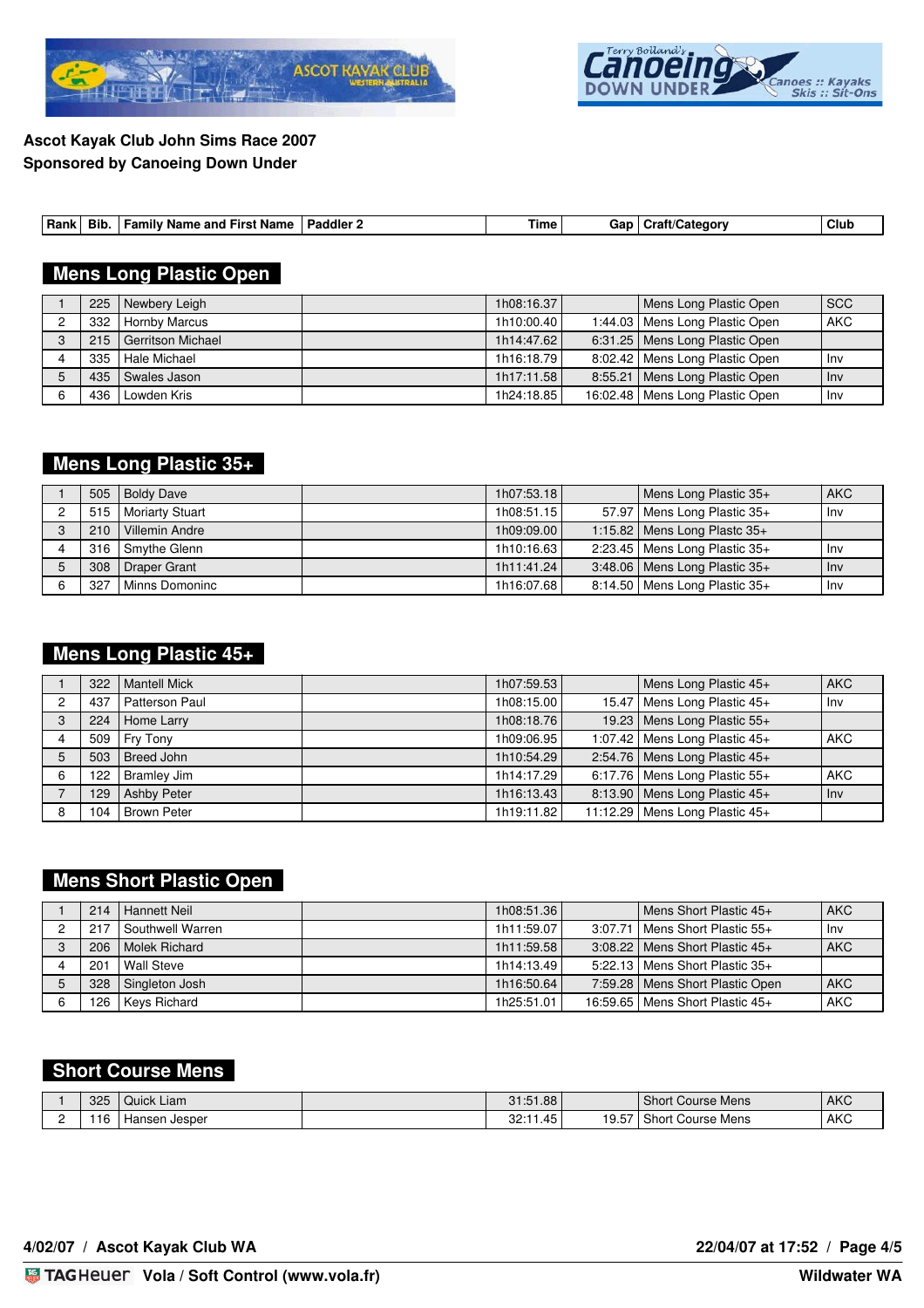**Ascot Kayak Club John Sims Race 2007**
**Sponsored by Canoeing Down Under**

## Mens Long Plastic Open

| Rank | Bib. | Family Name and First Name | Paddler 2 | Time | Gap | Craft/Category | Club |
|---|---|---|---|---|---|---|---|
| 1 | 225 | Newbery Leigh | | 1h08:16.37 | | Mens Long Plastic Open | SCC |
| 2 | 332 | Hornby Marcus | | 1h10:00.40 | 1:44.03 | Mens Long Plastic Open | AKC |
| 3 | 215 | Gerritson Michael | | 1h14:47.62 | 6:31.25 | Mens Long Plastic Open | |
| 4 | 335 | Hale Michael | | 1h16:18.79 | 8:02.42 | Mens Long Plastic Open | Inv |
| 5 | 435 | Swales Jason | | 1h17:11.58 | 8:55.21 | Mens Long Plastic Open | Inv |
| 6 | 436 | Lowden Kris | | 1h24:18.85 | 16:02.48 | Mens Long Plastic Open | Inv |

## Mens Long Plastic 35+

| Rank | Bib. | Family Name and First Name | Paddler 2 | Time | Gap | Craft/Category | Club |
|---|---|---|---|---|---|---|---|
| 1 | 505 | Boldy Dave | | 1h07:53.18 | | Mens Long Plastic 35+ | AKC |
| 2 | 515 | Moriarty Stuart | | 1h08:51.15 | 57.97 | Mens Long Plastic 35+ | Inv |
| 3 | 210 | Villemin Andre | | 1h09:09.00 | 1:15.82 | Mens Long Plastc 35+ | |
| 4 | 316 | Smythe Glenn | | 1h10:16.63 | 2:23.45 | Mens Long Plastic 35+ | Inv |
| 5 | 308 | Draper Grant | | 1h11:41.24 | 3:48.06 | Mens Long Plastic 35+ | Inv |
| 6 | 327 | Minns Domoninc | | 1h16:07.68 | 8:14.50 | Mens Long Plastic 35+ | Inv |

## Mens Long Plastic 45+

| Rank | Bib. | Family Name and First Name | Paddler 2 | Time | Gap | Craft/Category | Club |
|---|---|---|---|---|---|---|---|
| 1 | 322 | Mantell Mick | | 1h07:59.53 | | Mens Long Plastic 45+ | AKC |
| 2 | 437 | Patterson Paul | | 1h08:15.00 | 15.47 | Mens Long Plastic 45+ | Inv |
| 3 | 224 | Home Larry | | 1h08:18.76 | 19.23 | Mens Long Plastic 55+ | |
| 4 | 509 | Fry Tony | | 1h09:06.95 | 1:07.42 | Mens Long Plastic 45+ | AKC |
| 5 | 503 | Breed John | | 1h10:54.29 | 2:54.76 | Mens Long Plastic 45+ | |
| 6 | 122 | Bramley Jim | | 1h14:17.29 | 6:17.76 | Mens Long Plastic 55+ | AKC |
| 7 | 129 | Ashby Peter | | 1h16:13.43 | 8:13.90 | Mens Long Plastic 45+ | Inv |
| 8 | 104 | Brown Peter | | 1h19:11.82 | 11:12.29 | Mens Long Plastic 45+ | |

## Mens Short Plastic Open

| Rank | Bib. | Family Name and First Name | Paddler 2 | Time | Gap | Craft/Category | Club |
|---|---|---|---|---|---|---|---|
| 1 | 214 | Hannett Neil | | 1h08:51.36 | | Mens Short Plastic 45+ | AKC |
| 2 | 217 | Southwell Warren | | 1h11:59.07 | 3:07.71 | Mens Short Plastic 55+ | Inv |
| 3 | 206 | Molek Richard | | 1h11:59.58 | 3:08.22 | Mens Short Plastic 45+ | AKC |
| 4 | 201 | Wall Steve | | 1h14:13.49 | 5:22.13 | Mens Short Plastic 35+ | |
| 5 | 328 | Singleton Josh | | 1h16:50.64 | 7:59.28 | Mens Short Plastic Open | AKC |
| 6 | 126 | Keys Richard | | 1h25:51.01 | 16:59.65 | Mens Short Plastic 45+ | AKC |

## Short Course Mens

| Rank | Bib. | Family Name and First Name | Paddler 2 | Time | Gap | Craft/Category | Club |
|---|---|---|---|---|---|---|---|
| 1 | 325 | Quick Liam | | 31:51.88 | | Short Course Mens | AKC |
| 2 | 116 | Hansen Jesper | | 32:11.45 | 19.57 | Short Course Mens | AKC |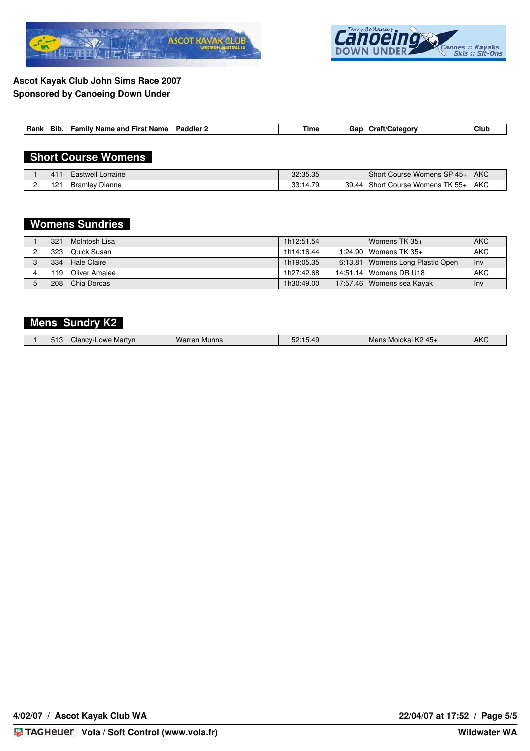**Ascot Kayak Club John Sims Race 2007**
**Sponsored by Canoeing Down Under**

| Rank | Bib. | Family Name and First Name | Paddler 2 | Time | Gap | Craft/Category | Club |
|---|---|---|---|---|---|---|---|

## Short Course Womens

| Rank | Bib. | Family Name and First Name | Paddler 2 | Time | Gap | Craft/Category | Club |
|---|---|---|---|---|---|---|---|
| 1 | 411 | Eastwell Lorraine | | 32:35.35 | | Short Course Womens SP 45+ | AKC |
| 2 | 121 | Bramley Dianne | | 33:14.79 | 39.44 | Short Course Womens TK 55+ | AKC |

## Womens Sundries

| Rank | Bib. | Family Name and First Name | Paddler 2 | Time | Gap | Craft/Category | Club |
|---|---|---|---|---|---|---|---|
| 1 | 321 | McIntosh Lisa | | 1h12:51.54 | | Womens TK 35+ | AKC |
| 2 | 323 | Quick Susan | | 1h14:16.44 | 1:24.90 | Womens TK 35+ | AKC |
| 3 | 334 | Hale Claire | | 1h19:05.35 | 6:13.81 | Womens Long Plastic Open | Inv |
| 4 | 119 | Oliver Amalee | | 1h27:42.68 | 14:51.14 | Womens DR U18 | AKC |
| 5 | 208 | Chia Dorcas | | 1h30:49.00 | 17:57.46 | Womens sea Kayak | Inv |

## Mens Sundry K2

| Rank | Bib. | Family Name and First Name | Paddler 2 | Time | Gap | Craft/Category | Club |
|---|---|---|---|---|---|---|---|
| 1 | 513 | Clancy-Lowe Martyn | Warren Munns | 52:15.49 | | Mens Molokai K2 45+ | AKC |

4/02/07 / Ascot Kayak Club WA — 22/04/07 at 17:52

TAGHeuer Vola / Soft Control (www.vola.fr) — Wildwater WA